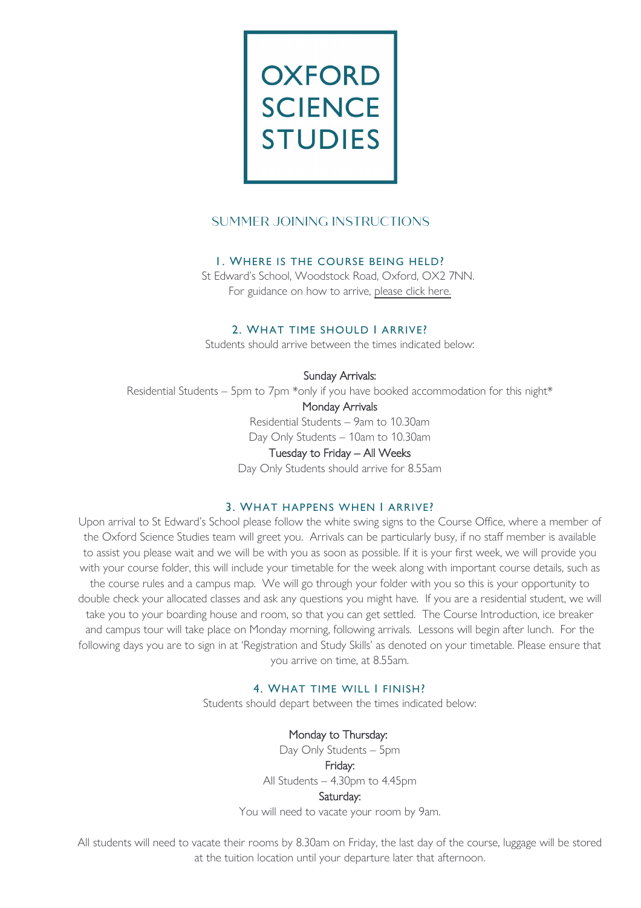# OXFORD SCIENCE STUDIES

## SUMMER JOINING INSTRUCTIONS

### 1. WHERE IS THE COURSE BEING HELD?

St Edward's School, Woodstock Road, Oxford, OX2 7NN.
For guidance on how to arrive, please click here.

### 2. WHAT TIME SHOULD I ARRIVE?

Students should arrive between the times indicated below:

Sunday Arrivals:
Residential Students – 5pm to 7pm *only if you have booked accommodation for this night*

Monday Arrivals
Residential Students – 9am to 10.30am
Day Only Students – 10am to 10.30am

Tuesday to Friday – All Weeks
Day Only Students should arrive for 8.55am

### 3. WHAT HAPPENS WHEN I ARRIVE?

Upon arrival to St Edward's School please follow the white swing signs to the Course Office, where a member of the Oxford Science Studies team will greet you. Arrivals can be particularly busy, if no staff member is available to assist you please wait and we will be with you as soon as possible. If it is your first week, we will provide you with your course folder, this will include your timetable for the week along with important course details, such as the course rules and a campus map. We will go through your folder with you so this is your opportunity to double check your allocated classes and ask any questions you might have. If you are a residential student, we will take you to your boarding house and room, so that you can get settled. The Course Introduction, ice breaker and campus tour will take place on Monday morning, following arrivals. Lessons will begin after lunch. For the following days you are to sign in at 'Registration and Study Skills' as denoted on your timetable. Please ensure that you arrive on time, at 8.55am.

### 4. WHAT TIME WILL I FINISH?

Students should depart between the times indicated below:

Monday to Thursday:
Day Only Students – 5pm

Friday:
All Students – 4.30pm to 4.45pm

Saturday:
You will need to vacate your room by 9am.

All students will need to vacate their rooms by 8.30am on Friday, the last day of the course, luggage will be stored at the tuition location until your departure later that afternoon.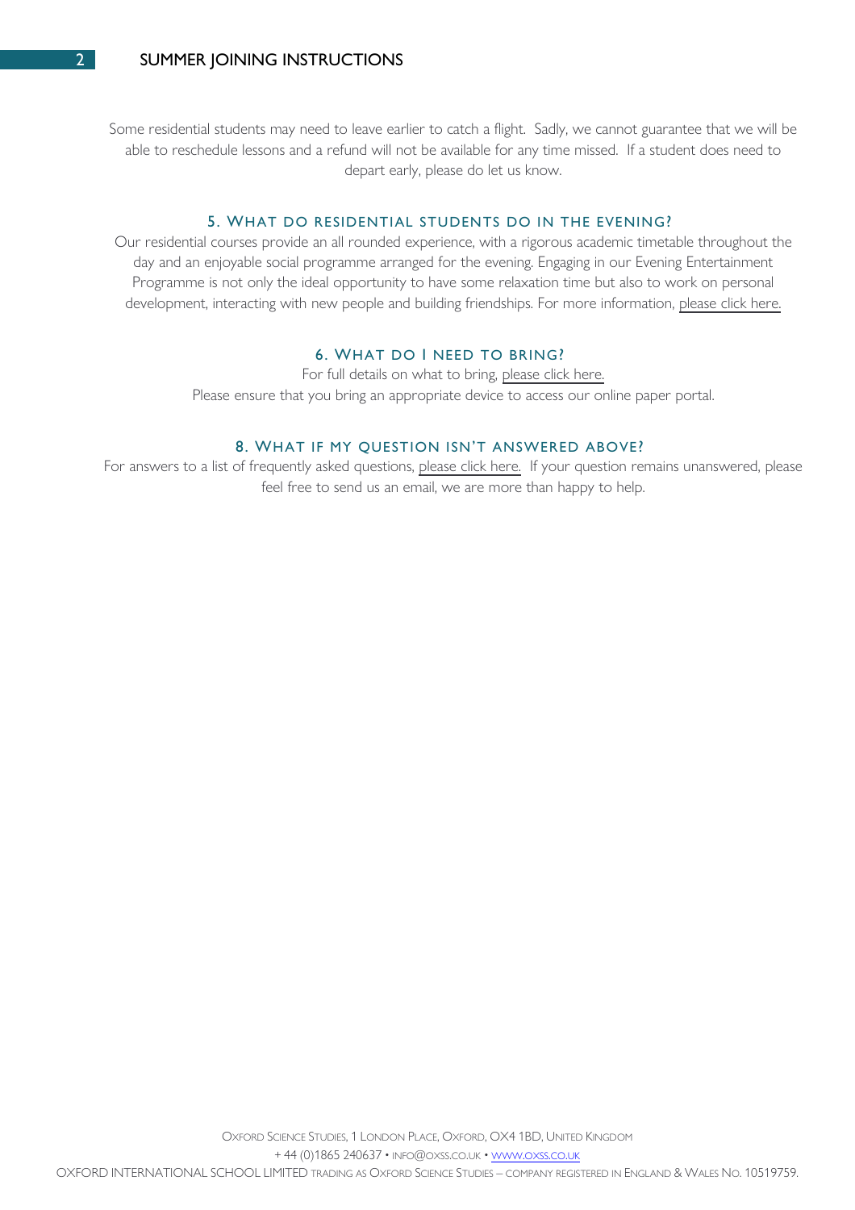Some residential students may need to leave earlier to catch a flight. Sadly, we cannot guarantee that we will be able to reschedule lessons and a refund will not be available for any time missed. If a student does need to depart early, please do let us know.

## 5. What do residential students do in the evening?

Our residential courses provide an all rounded experience, with a rigorous academic timetable throughout the day and an enjoyable social programme arranged for the evening. Engaging in our Evening Entertainment Programme is not only the ideal opportunity to have some relaxation time but also to work on personal development, interacting with new people and building friendships. For more information, please click here.

## 6. What do I need to bring?

For full details on what to bring, please click here.
Please ensure that you bring an appropriate device to access our online paper portal.

## 8. What if my question isn't answered above?

For answers to a list of frequently asked questions, please click here. If your question remains unanswered, please feel free to send us an email, we are more than happy to help.

Oxford Science Studies, 1 London Place, Oxford, OX4 1BD, United Kingdom
+ 44 (0)1865 240637 • info@oxss.co.uk • www.oxss.co.uk
OXFORD INTERNATIONAL SCHOOL LIMITED trading as Oxford Science Studies – company registered in England & Wales No. 10519759.